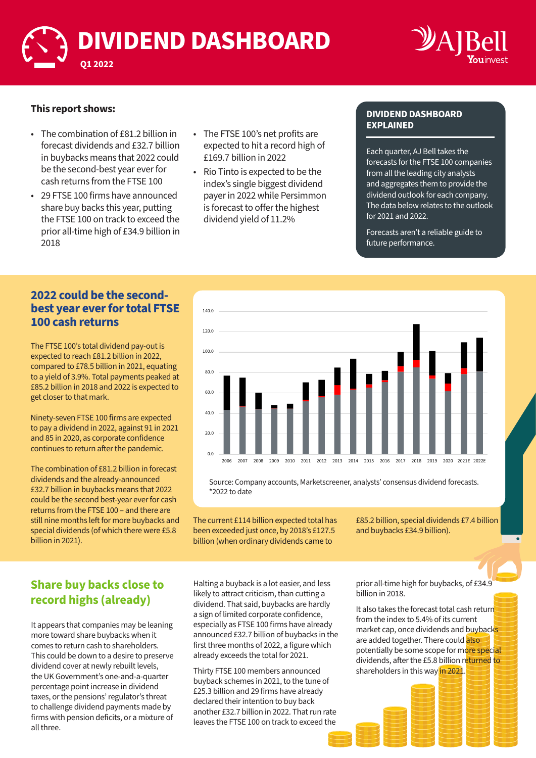# DIVIDEND DASHBOARD

**Q1 2022**

AJBell Youinvest

### This report shows:

- The combination of £81.2 billion in forecast dividends and £32.7 billion in buybacks means that 2022 could be the second-best year ever for cash returns from the FTSE 100
- 29 FTSE 100 firms have announced share buy backs this year, putting the FTSE 100 on track to exceed the prior all-time high of £34.9 billion in 2018
- The FTSE 100's net profits are expected to hit a record high of £169.7 billion in 2022
- Rio Tinto is expected to be the index's single biggest dividend payer in 2022 while Persimmon is forecast to offer the highest dividend yield of 11.2%

### DIVIDEND DASHBOARD EXPLAINED

Each quarter, AJ Bell takes the forecasts for the FTSE 100 companies from all the leading city analysts and aggregates them to provide the dividend outlook for each company. The data below relates to the outlook for 2021 and 2022.

Forecasts aren't a reliable guide to future performance.

## 2022 could be the second-best year ever for total FTSE 100 cash returns

The FTSE 100's total dividend pay-out is expected to reach £81.2 billion in 2022, compared to £78.5 billion in 2021, equating to a yield of 3.9%. Total payments peaked at £85.2 billion in 2018 and 2022 is expected to get closer to that mark.

Ninety-seven FTSE 100 firms are expected to pay a dividend in 2022, against 91 in 2021 and 85 in 2020, as corporate confidence continues to return after the pandemic.

The combination of £81.2 billion in forecast dividends and the already-announced £32.7 billion in buybacks means that 2022 could be the second best-year ever for cash returns from the FTSE 100 – and there are still nine months left for more buybacks and special dividends (of which there were £5.8 billion in 2021).

Source: Company accounts, Marketscreener, analysts' consensus dividend forecasts. *2022 to date

The current £114 billion expected total has been exceeded just once, by 2018's £127.5 billion (when ordinary dividends came to £85.2 billion, special dividends £7.4 billion and buybacks £34.9 billion).

## Share buy backs close to record highs (already)

It appears that companies may be leaning more toward share buybacks when it comes to return cash to shareholders. This could be down to a desire to preserve dividend cover at newly rebuilt levels, the UK Government's one-and-a-quarter percentage point increase in dividend taxes, or the pensions' regulator's threat to challenge dividend payments made by firms with pension deficits, or a mixture of all three.

Halting a buyback is a lot easier, and less likely to attract criticism, than cutting a dividend. That said, buybacks are hardly a sign of limited corporate confidence, especially as FTSE 100 firms have already announced £32.7 billion of buybacks in the first three months of 2022, a figure which already exceeds the total for 2021.

Thirty FTSE 100 members announced buyback schemes in 2021, to the tune of £25.3 billion and 29 firms have already declared their intention to buy back another £32.7 billion in 2022. That run rate leaves the FTSE 100 on track to exceed the prior all-time high for buybacks, of £34.9 billion in 2018.

It also takes the forecast total cash return from the index to 5.4% of its current market cap, once dividends and buybacks are added together. There could also potentially be some scope for more special dividends, after the £5.8 billion returned to shareholders in this way in 2021.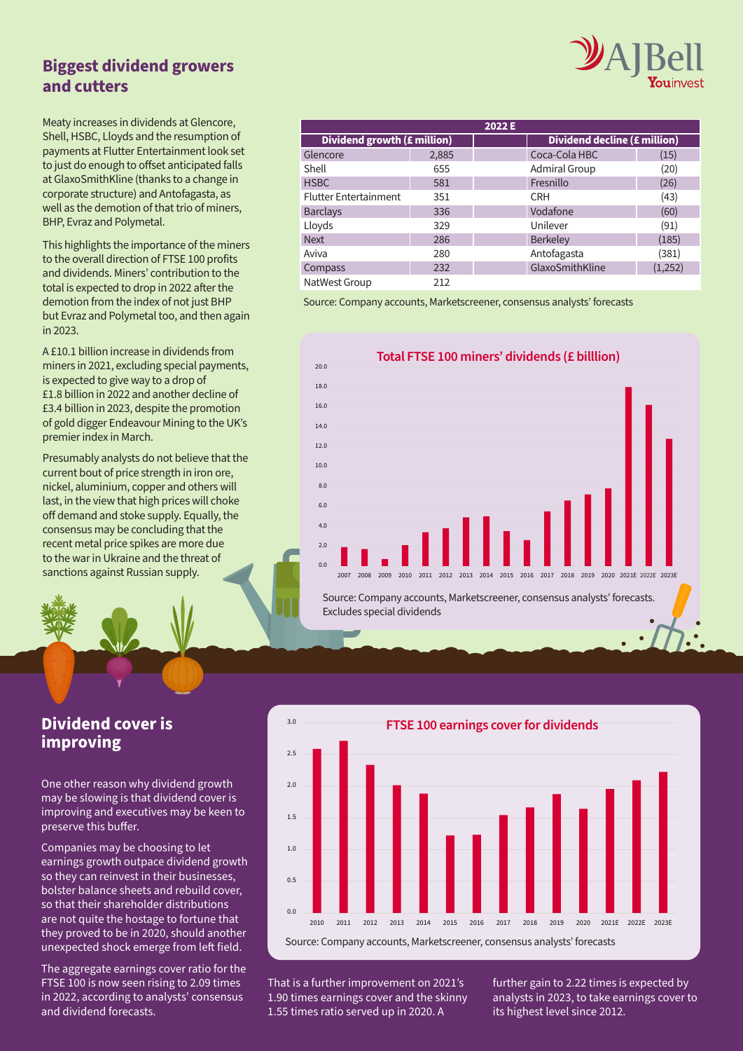## Biggest dividend growers and cutters

Meaty increases in dividends at Glencore, Shell, HSBC, Lloyds and the resumption of payments at Flutter Entertainment look set to just do enough to offset anticipated falls at GlaxoSmithKline (thanks to a change in corporate structure) and Antofagasta, as well as the demotion of that trio of miners, BHP, Evraz and Polymetal.

This highlights the importance of the miners to the overall direction of FTSE 100 profits and dividends. Miners' contribution to the total is expected to drop in 2022 after the demotion from the index of not just BHP but Evraz and Polymetal too, and then again in 2023.

A £10.1 billion increase in dividends from miners in 2021, excluding special payments, is expected to give way to a drop of £1.8 billion in 2022 and another decline of £3.4 billion in 2023, despite the promotion of gold digger Endeavour Mining to the UK's premier index in March.

Presumably analysts do not believe that the current bout of price strength in iron ore, nickel, aluminium, copper and others will last, in the view that high prices will choke off demand and stoke supply. Equally, the consensus may be concluding that the recent metal price spikes are more due to the war in Ukraine and the threat of sanctions against Russian supply.

| 2022 E | | | | |
|---|---|---|---|---|
| Dividend growth (£ million) | | | Dividend decline (£ million) | |
| Glencore | 2,885 | | Coca-Cola HBC | (15) |
| Shell | 655 | | Admiral Group | (20) |
| HSBC | 581 | | Fresnillo | (26) |
| Flutter Entertainment | 351 | | CRH | (43) |
| Barclays | 336 | | Vodafone | (60) |
| Lloyds | 329 | | Unilever | (91) |
| Next | 286 | | Berkeley | (185) |
| Aviva | 280 | | Antofagasta | (381) |
| Compass | 232 | | GlaxoSmithKline | (1,252) |
| NatWest Group | 212 | | | |

Source: Company accounts, Marketscreener, consensus analysts' forecasts

**Total FTSE 100 miners' dividends (£ billion)**

Source: Company accounts, Marketscreener, consensus analysts' forecasts. Excludes special dividends

## Dividend cover is improving

One other reason why dividend growth may be slowing is that dividend cover is improving and executives may be keen to preserve this buffer.

Companies may be choosing to let earnings growth outpace dividend growth so they can reinvest in their businesses, bolster balance sheets and rebuild cover, so that their shareholder distributions are not quite the hostage to fortune that they proved to be in 2020, should another unexpected shock emerge from left field.

The aggregate earnings cover ratio for the FTSE 100 is now seen rising to 2.09 times in 2022, according to analysts' consensus and dividend forecasts.

That is a further improvement on 2021's 1.90 times earnings cover and the skinny 1.55 times ratio served up in 2020. A further gain to 2.22 times is expected by analysts in 2023, to take earnings cover to its highest level since 2012.

**FTSE 100 earnings cover for dividends**

Source: Company accounts, Marketscreener, consensus analysts' forecasts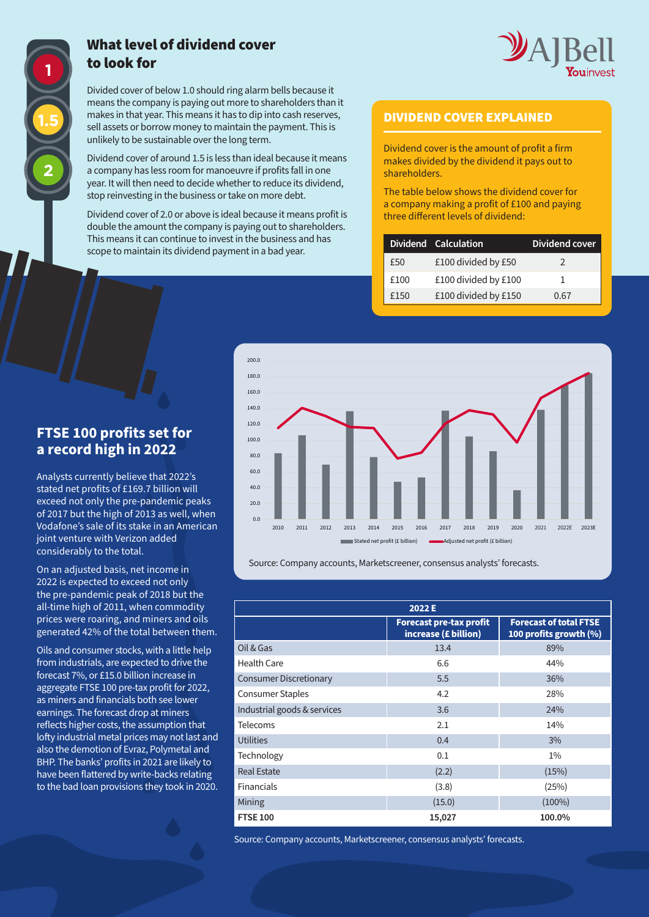## What level of dividend cover to look for

Divided cover of below 1.0 should ring alarm bells because it means the company is paying out more to shareholders than it makes in that year. This means it has to dip into cash reserves, sell assets or borrow money to maintain the payment. This is unlikely to be sustainable over the long term.

Dividend cover of around 1.5 is less than ideal because it means a company has less room for manoeuvre if profits fall in one year. It will then need to decide whether to reduce its dividend, stop reinvesting in the business or take on more debt.

Dividend cover of 2.0 or above is ideal because it means profit is double the amount the company is paying out to shareholders. This means it can continue to invest in the business and has scope to maintain its dividend payment in a bad year.

### DIVIDEND COVER EXPLAINED

Dividend cover is the amount of profit a firm makes divided by the dividend it pays out to shareholders.

The table below shows the dividend cover for a company making a profit of £100 and paying three different levels of dividend:

| Dividend | Calculation | Dividend cover |
|---|---|---|
| £50 | £100 divided by £50 | 2 |
| £100 | £100 divided by £100 | 1 |
| £150 | £100 divided by £150 | 0.67 |

## FTSE 100 profits set for a record high in 2022

Analysts currently believe that 2022's stated net profits of £169.7 billion will exceed not only the pre-pandemic peaks of 2017 but the high of 2013 as well, when Vodafone's sale of its stake in an American joint venture with Verizon added considerably to the total.

On an adjusted basis, net income in 2022 is expected to exceed not only the pre-pandemic peak of 2018 but the all-time high of 2011, when commodity prices were roaring, and miners and oils generated 42% of the total between them.

Oils and consumer stocks, with a little help from industrials, are expected to drive the forecast 7%, or £15.0 billion increase in aggregate FTSE 100 pre-tax profit for 2022, as miners and financials both see lower earnings. The forecast drop at miners reflects higher costs, the assumption that lofty industrial metal prices may not last and also the demotion of Evraz, Polymetal and BHP. The banks' profits in 2021 are likely to have been flattered by write-backs relating to the bad loan provisions they took in 2020.

Source: Company accounts, Marketscreener, consensus analysts' forecasts.

| | 2022 E | |
|---|---|---|
| | Forecast pre-tax profit increase (£ billion) | Forecast of total FTSE 100 profits growth (%) |
| Oil & Gas | 13.4 | 89% |
| Health Care | 6.6 | 44% |
| Consumer Discretionary | 5.5 | 36% |
| Consumer Staples | 4.2 | 28% |
| Industrial goods & services | 3.6 | 24% |
| Telecoms | 2.1 | 14% |
| Utilities | 0.4 | 3% |
| Technology | 0.1 | 1% |
| Real Estate | (2.2) | (15%) |
| Financials | (3.8) | (25%) |
| Mining | (15.0) | (100%) |
| **FTSE 100** | **15,027** | **100.0%** |

Source: Company accounts, Marketscreener, consensus analysts' forecasts.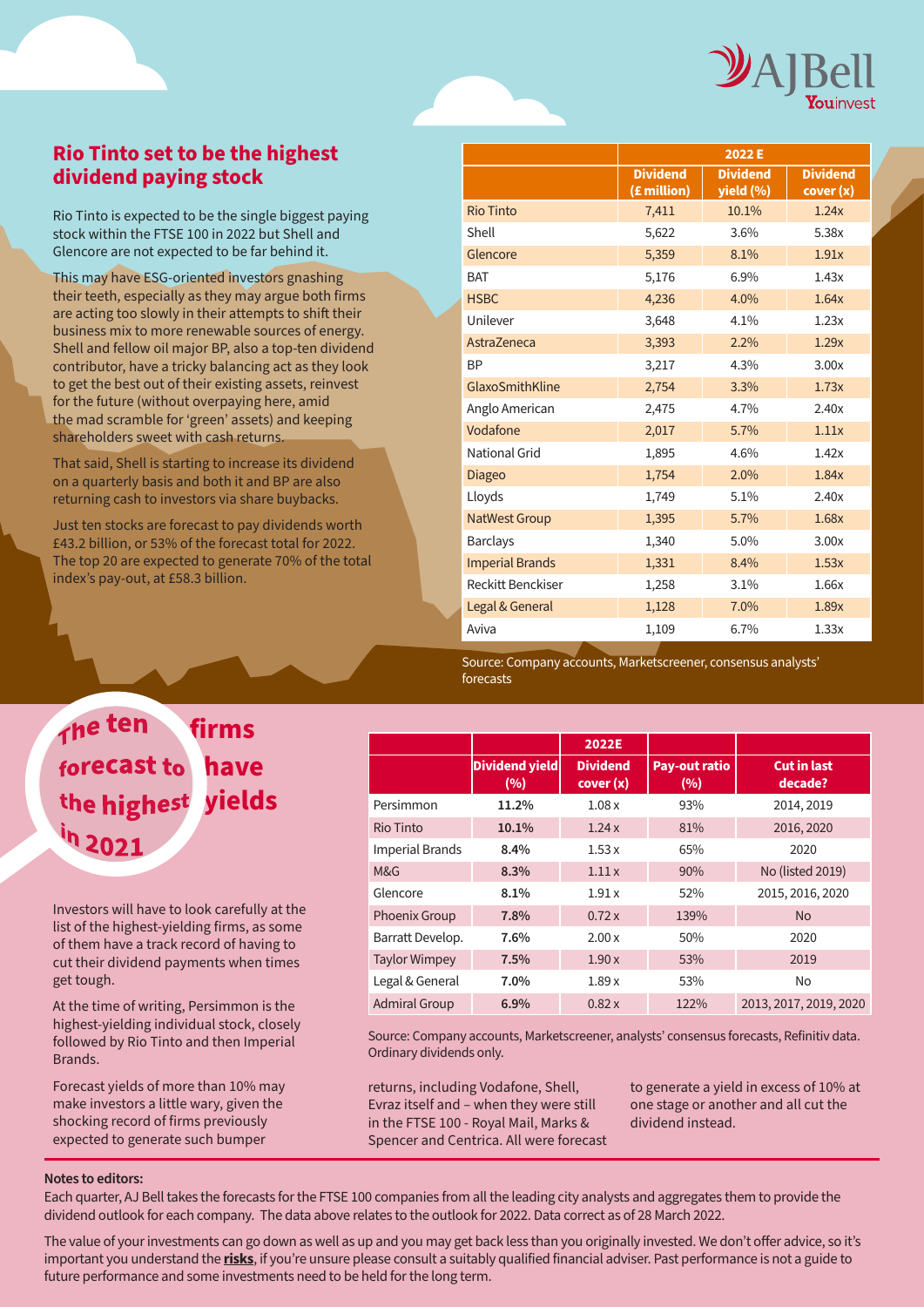## Rio Tinto set to be the highest dividend paying stock

Rio Tinto is expected to be the single biggest paying stock within the FTSE 100 in 2022 but Shell and Glencore are not expected to be far behind it.

This may have ESG-oriented investors gnashing their teeth, especially as they may argue both firms are acting too slowly in their attempts to shift their business mix to more renewable sources of energy. Shell and fellow oil major BP, also a top-ten dividend contributor, have a tricky balancing act as they look to get the best out of their existing assets, reinvest for the future (without overpaying here, amid the mad scramble for 'green' assets) and keeping shareholders sweet with cash returns.

That said, Shell is starting to increase its dividend on a quarterly basis and both it and BP are also returning cash to investors via share buybacks.

Just ten stocks are forecast to pay dividends worth £43.2 billion, or 53% of the forecast total for 2022. The top 20 are expected to generate 70% of the total index's pay-out, at £58.3 billion.

| | 2022 E | | |
|---|---|---|---|
| | Dividend (£ million) | Dividend yield (%) | Dividend cover (x) |
| Rio Tinto | 7,411 | 10.1% | 1.24x |
| Shell | 5,622 | 3.6% | 5.38x |
| Glencore | 5,359 | 8.1% | 1.91x |
| BAT | 5,176 | 6.9% | 1.43x |
| HSBC | 4,236 | 4.0% | 1.64x |
| Unilever | 3,648 | 4.1% | 1.23x |
| AstraZeneca | 3,393 | 2.2% | 1.29x |
| BP | 3,217 | 4.3% | 3.00x |
| GlaxoSmithKline | 2,754 | 3.3% | 1.73x |
| Anglo American | 2,475 | 4.7% | 2.40x |
| Vodafone | 2,017 | 5.7% | 1.11x |
| National Grid | 1,895 | 4.6% | 1.42x |
| Diageo | 1,754 | 2.0% | 1.84x |
| Lloyds | 1,749 | 5.1% | 2.40x |
| NatWest Group | 1,395 | 5.7% | 1.68x |
| Barclays | 1,340 | 5.0% | 3.00x |
| Imperial Brands | 1,331 | 8.4% | 1.53x |
| Reckitt Benckiser | 1,258 | 3.1% | 1.66x |
| Legal & General | 1,128 | 7.0% | 1.89x |
| Aviva | 1,109 | 6.7% | 1.33x |

Source: Company accounts, Marketscreener, consensus analysts' forecasts

## The ten firms forecast to have the highest yields in 2021

Investors will have to look carefully at the list of the highest-yielding firms, as some of them have a track record of having to cut their dividend payments when times get tough.

At the time of writing, Persimmon is the highest-yielding individual stock, closely followed by Rio Tinto and then Imperial Brands.

Forecast yields of more than 10% may make investors a little wary, given the shocking record of firms previously expected to generate such bumper returns, including Vodafone, Shell, Evraz itself and – when they were still in the FTSE 100 - Royal Mail, Marks & Spencer and Centrica. All were forecast to generate a yield in excess of 10% at one stage or another and all cut the dividend instead.

| | | 2022E | | |
|---|---|---|---|---|
| | Dividend yield (%) | Dividend cover (x) | Pay-out ratio (%) | Cut in last decade? |
| Persimmon | **11.2%** | 1.08 x | 93% | 2014, 2019 |
| Rio Tinto | **10.1%** | 1.24 x | 81% | 2016, 2020 |
| Imperial Brands | **8.4%** | 1.53 x | 65% | 2020 |
| M&G | **8.3%** | 1.11 x | 90% | No (listed 2019) |
| Glencore | **8.1%** | 1.91 x | 52% | 2015, 2016, 2020 |
| Phoenix Group | **7.8%** | 0.72 x | 139% | No |
| Barratt Develop. | **7.6%** | 2.00 x | 50% | 2020 |
| Taylor Wimpey | **7.5%** | 1.90 x | 53% | 2019 |
| Legal & General | **7.0%** | 1.89 x | 53% | No |
| Admiral Group | **6.9%** | 0.82 x | 122% | 2013, 2017, 2019, 2020 |

Source: Company accounts, Marketscreener, analysts' consensus forecasts, Refinitiv data. Ordinary dividends only.

**Notes to editors:**

Each quarter, AJ Bell takes the forecasts for the FTSE 100 companies from all the leading city analysts and aggregates them to provide the dividend outlook for each company. The data above relates to the outlook for 2022. Data correct as of 28 March 2022.

The value of your investments can go down as well as up and you may get back less than you originally invested. We don't offer advice, so it's important you understand the **risks**, if you're unsure please consult a suitably qualified financial adviser. Past performance is not a guide to future performance and some investments need to be held for the long term.